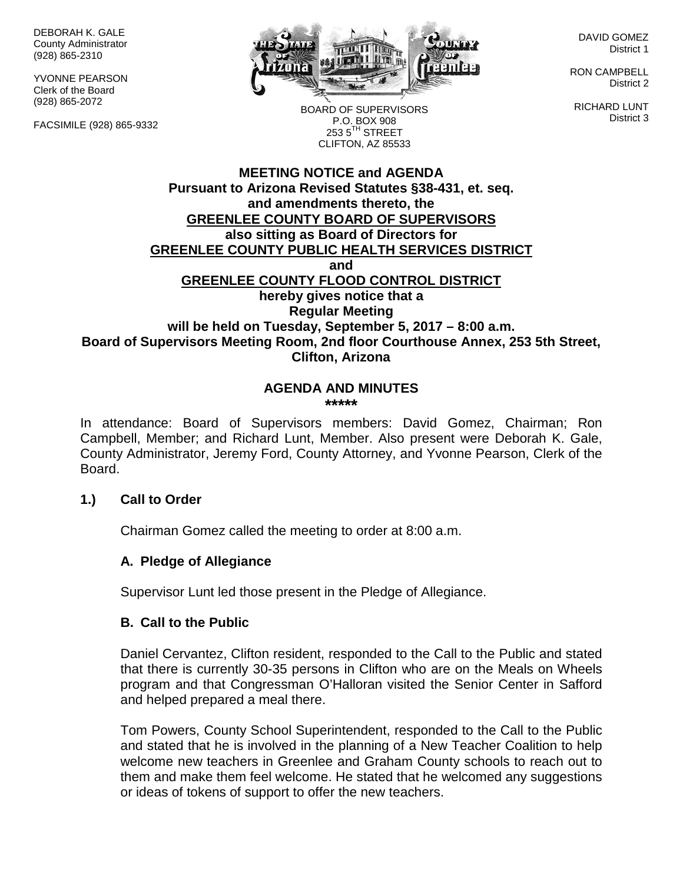DEBORAH K. GALE
County Administrator
(928) 865-2310

YVONNE PEARSON
Clerk of the Board
(928) 865-2072

FACSIMILE (928) 865-9332

BOARD OF SUPERVISORS
P.O. BOX 908
253 5TH STREET
CLIFTON, AZ 85533

DAVID GOMEZ
District 1

RON CAMPBELL
District 2

RICHARD LUNT
District 3

**MEETING NOTICE and AGENDA**
**Pursuant to Arizona Revised Statutes §38-431, et. seq.**
**and amendments thereto, the**
**GREENLEE COUNTY BOARD OF SUPERVISORS**
**also sitting as Board of Directors for**
**GREENLEE COUNTY PUBLIC HEALTH SERVICES DISTRICT**
**and**
**GREENLEE COUNTY FLOOD CONTROL DISTRICT**
**hereby gives notice that a**
**Regular Meeting**
**will be held on Tuesday, September 5, 2017 – 8:00 a.m.**
**Board of Supervisors Meeting Room, 2nd floor Courthouse Annex, 253 5th Street, Clifton, Arizona**

## AGENDA AND MINUTES

*****

In attendance: Board of Supervisors members: David Gomez, Chairman; Ron Campbell, Member; and Richard Lunt, Member. Also present were Deborah K. Gale, County Administrator, Jeremy Ford, County Attorney, and Yvonne Pearson, Clerk of the Board.

### 1.) Call to Order

Chairman Gomez called the meeting to order at 8:00 a.m.

### A. Pledge of Allegiance

Supervisor Lunt led those present in the Pledge of Allegiance.

### B. Call to the Public

Daniel Cervantez, Clifton resident, responded to the Call to the Public and stated that there is currently 30-35 persons in Clifton who are on the Meals on Wheels program and that Congressman O'Halloran visited the Senior Center in Safford and helped prepared a meal there.

Tom Powers, County School Superintendent, responded to the Call to the Public and stated that he is involved in the planning of a New Teacher Coalition to help welcome new teachers in Greenlee and Graham County schools to reach out to them and make them feel welcome. He stated that he welcomed any suggestions or ideas of tokens of support to offer the new teachers.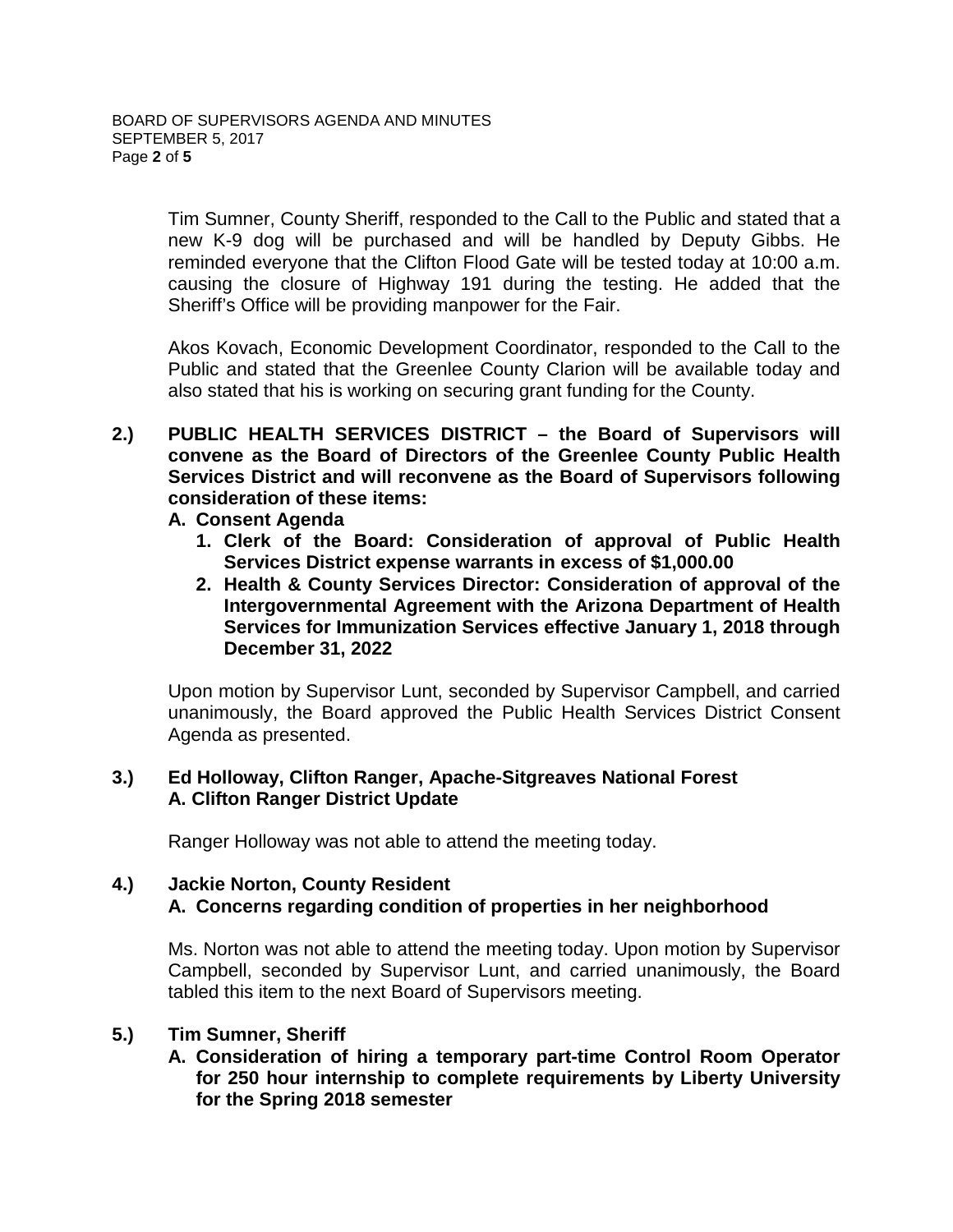Tim Sumner, County Sheriff, responded to the Call to the Public and stated that a new K-9 dog will be purchased and will be handled by Deputy Gibbs. He reminded everyone that the Clifton Flood Gate will be tested today at 10:00 a.m. causing the closure of Highway 191 during the testing. He added that the Sheriff's Office will be providing manpower for the Fair.

Akos Kovach, Economic Development Coordinator, responded to the Call to the Public and stated that the Greenlee County Clarion will be available today and also stated that his is working on securing grant funding for the County.

**2.) PUBLIC HEALTH SERVICES DISTRICT – the Board of Supervisors will convene as the Board of Directors of the Greenlee County Public Health Services District and will reconvene as the Board of Supervisors following consideration of these items:**

**A. Consent Agenda**

1. **Clerk of the Board: Consideration of approval of Public Health Services District expense warrants in excess of $1,000.00**
2. **Health & County Services Director: Consideration of approval of the Intergovernmental Agreement with the Arizona Department of Health Services for Immunization Services effective January 1, 2018 through December 31, 2022**

Upon motion by Supervisor Lunt, seconded by Supervisor Campbell, and carried unanimously, the Board approved the Public Health Services District Consent Agenda as presented.

**3.) Ed Holloway, Clifton Ranger, Apache-Sitgreaves National Forest**
**A. Clifton Ranger District Update**

Ranger Holloway was not able to attend the meeting today.

**4.) Jackie Norton, County Resident**
**A. Concerns regarding condition of properties in her neighborhood**

Ms. Norton was not able to attend the meeting today. Upon motion by Supervisor Campbell, seconded by Supervisor Lunt, and carried unanimously, the Board tabled this item to the next Board of Supervisors meeting.

**5.) Tim Sumner, Sheriff**
**A. Consideration of hiring a temporary part-time Control Room Operator for 250 hour internship to complete requirements by Liberty University for the Spring 2018 semester**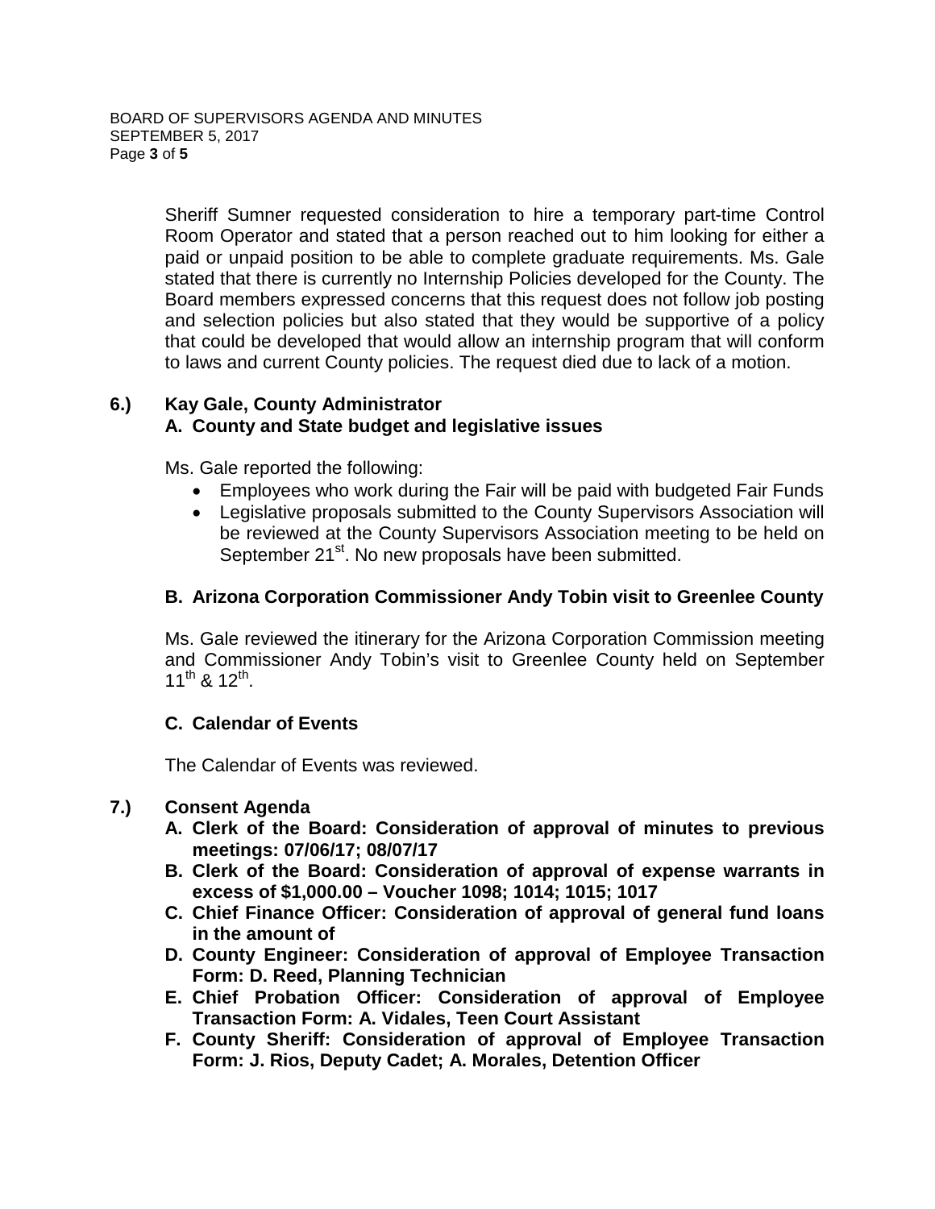Sheriff Sumner requested consideration to hire a temporary part-time Control Room Operator and stated that a person reached out to him looking for either a paid or unpaid position to be able to complete graduate requirements. Ms. Gale stated that there is currently no Internship Policies developed for the County. The Board members expressed concerns that this request does not follow job posting and selection policies but also stated that they would be supportive of a policy that could be developed that would allow an internship program that will conform to laws and current County policies. The request died due to lack of a motion.

**6.) Kay Gale, County Administrator**

**A. County and State budget and legislative issues**

Ms. Gale reported the following:

- Employees who work during the Fair will be paid with budgeted Fair Funds
- Legislative proposals submitted to the County Supervisors Association will be reviewed at the County Supervisors Association meeting to be held on September 21st. No new proposals have been submitted.

**B. Arizona Corporation Commissioner Andy Tobin visit to Greenlee County**

Ms. Gale reviewed the itinerary for the Arizona Corporation Commission meeting and Commissioner Andy Tobin's visit to Greenlee County held on September 11th & 12th.

**C. Calendar of Events**

The Calendar of Events was reviewed.

**7.) Consent Agenda**

**A. Clerk of the Board: Consideration of approval of minutes to previous meetings: 07/06/17; 08/07/17**

**B. Clerk of the Board: Consideration of approval of expense warrants in excess of $1,000.00 – Voucher 1098; 1014; 1015; 1017**

**C. Chief Finance Officer: Consideration of approval of general fund loans in the amount of**

**D. County Engineer: Consideration of approval of Employee Transaction Form: D. Reed, Planning Technician**

**E. Chief Probation Officer: Consideration of approval of Employee Transaction Form: A. Vidales, Teen Court Assistant**

**F. County Sheriff: Consideration of approval of Employee Transaction Form: J. Rios, Deputy Cadet; A. Morales, Detention Officer**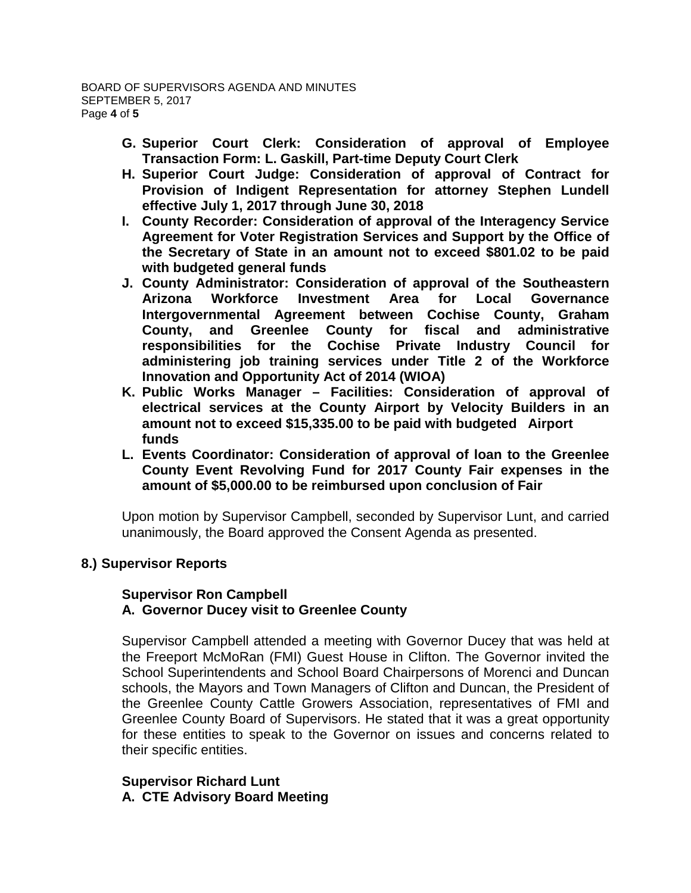G. **Superior Court Clerk: Consideration of approval of Employee Transaction Form: L. Gaskill, Part-time Deputy Court Clerk**
H. **Superior Court Judge: Consideration of approval of Contract for Provision of Indigent Representation for attorney Stephen Lundell effective July 1, 2017 through June 30, 2018**
I. **County Recorder: Consideration of approval of the Interagency Service Agreement for Voter Registration Services and Support by the Office of the Secretary of State in an amount not to exceed $801.02 to be paid with budgeted general funds**
J. **County Administrator: Consideration of approval of the Southeastern Arizona Workforce Investment Area for Local Governance Intergovernmental Agreement between Cochise County, Graham County, and Greenlee County for fiscal and administrative responsibilities for the Cochise Private Industry Council for administering job training services under Title 2 of the Workforce Innovation and Opportunity Act of 2014 (WIOA)**
K. **Public Works Manager – Facilities: Consideration of approval of electrical services at the County Airport by Velocity Builders in an amount not to exceed $15,335.00 to be paid with budgeted Airport funds**
L. **Events Coordinator: Consideration of approval of loan to the Greenlee County Event Revolving Fund for 2017 County Fair expenses in the amount of $5,000.00 to be reimbursed upon conclusion of Fair**

Upon motion by Supervisor Campbell, seconded by Supervisor Lunt, and carried unanimously, the Board approved the Consent Agenda as presented.

## 8.) Supervisor Reports

**Supervisor Ron Campbell**

**A. Governor Ducey visit to Greenlee County**

Supervisor Campbell attended a meeting with Governor Ducey that was held at the Freeport McMoRan (FMI) Guest House in Clifton. The Governor invited the School Superintendents and School Board Chairpersons of Morenci and Duncan schools, the Mayors and Town Managers of Clifton and Duncan, the President of the Greenlee County Cattle Growers Association, representatives of FMI and Greenlee County Board of Supervisors. He stated that it was a great opportunity for these entities to speak to the Governor on issues and concerns related to their specific entities.

**Supervisor Richard Lunt**

**A. CTE Advisory Board Meeting**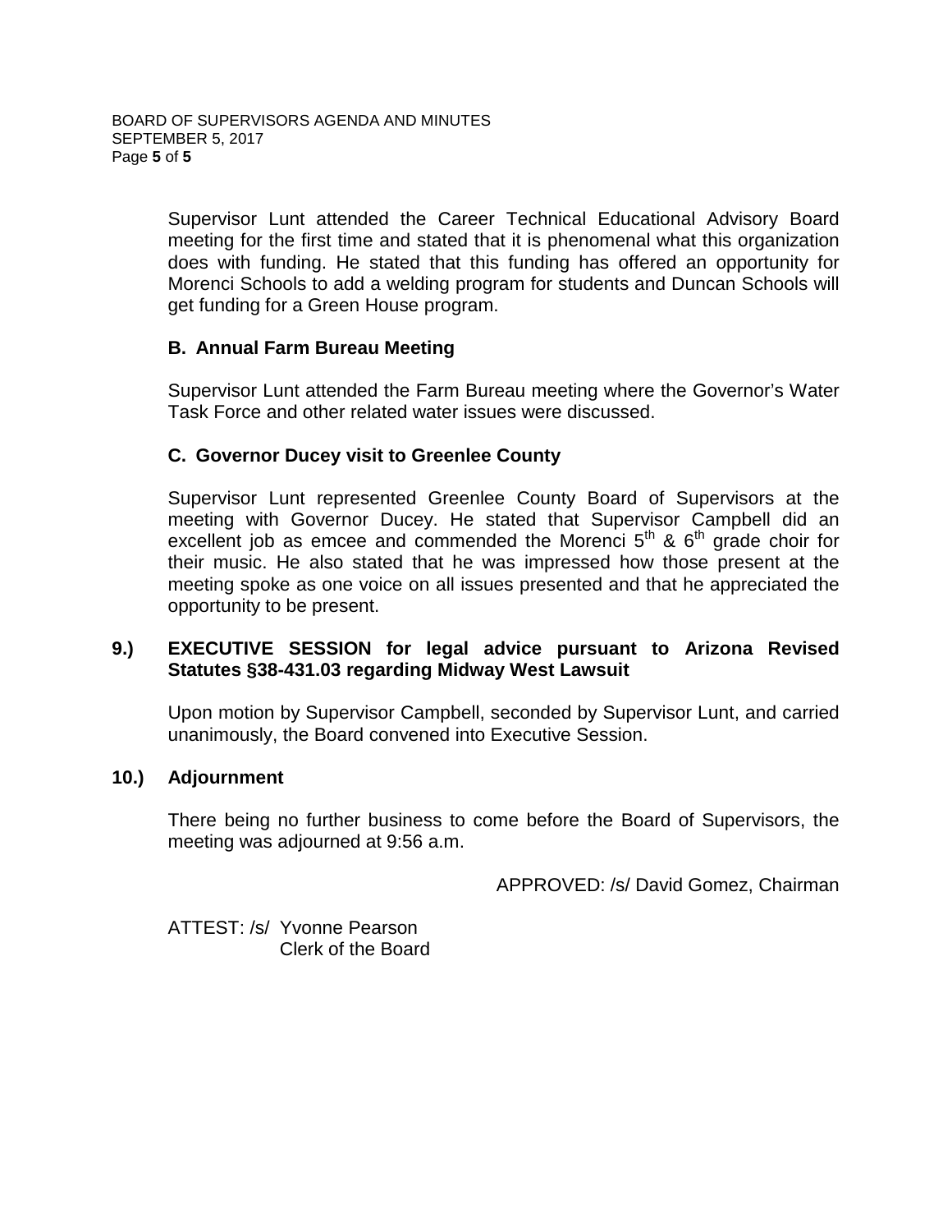Supervisor Lunt attended the Career Technical Educational Advisory Board meeting for the first time and stated that it is phenomenal what this organization does with funding. He stated that this funding has offered an opportunity for Morenci Schools to add a welding program for students and Duncan Schools will get funding for a Green House program.

**B. Annual Farm Bureau Meeting**

Supervisor Lunt attended the Farm Bureau meeting where the Governor's Water Task Force and other related water issues were discussed.

**C. Governor Ducey visit to Greenlee County**

Supervisor Lunt represented Greenlee County Board of Supervisors at the meeting with Governor Ducey. He stated that Supervisor Campbell did an excellent job as emcee and commended the Morenci 5th & 6th grade choir for their music. He also stated that he was impressed how those present at the meeting spoke as one voice on all issues presented and that he appreciated the opportunity to be present.

**9.) EXECUTIVE SESSION for legal advice pursuant to Arizona Revised Statutes §38-431.03 regarding Midway West Lawsuit**

Upon motion by Supervisor Campbell, seconded by Supervisor Lunt, and carried unanimously, the Board convened into Executive Session.

**10.) Adjournment**

There being no further business to come before the Board of Supervisors, the meeting was adjourned at 9:56 a.m.

APPROVED: /s/ David Gomez, Chairman

ATTEST: /s/ Yvonne Pearson
Clerk of the Board